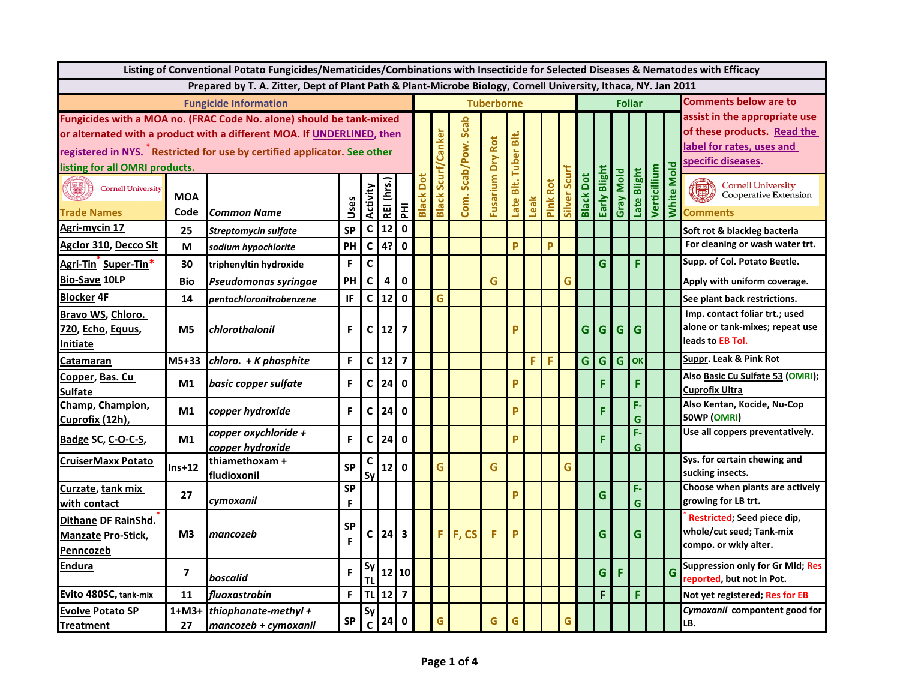**Listing of Conventional Potato Fungicides/Nematicides/Combinations with Insecticide for Selected Diseases & Nematodes with Efficacy**

**Prepared by T. A. Zitter, Dept of Plant Path & Plant-Microbe Biology, Cornell University, Ithaca, NY. Jan 2011**

**Fungicide Information**

Fungicides with a MOA no. (FRAC Code No. alone) should be tank-mixed or alternated with a product with a different MOA. If UNDERLINED, then registered in NYS. * Restricted for use by certified applicator. See other listing for all OMRI products.

Comments below are to assist in the appropriate use of these products. Read the label for rates, uses and specific diseases.

| Trade Names | MOA Code | Common Name | Uses | Activity | REI (hrs.) | PHI | Tuberborne: Black Dot | Black Scurf/Canker | Com. Scab/Pow. Scab | Fusarium Dry Rot | Late Blt. Tuber Blt. | Leak | Pink Rot | Silver Scurf | Foliar: Black Dot | Early Blight | Gray Mold | Late Blight | Verticillium | White Mold | Comments |
|---|---|---|---|---|---|---|---|---|---|---|---|---|---|---|---|---|---|---|---|---|---|
| Agri-mycin 17 | 25 | *Streptomycin sulfate* | SP | C | 12 | 0 | | | | | | | | | | | | | | | Soft rot & blackleg bacteria |
| Agclor 310, Decco Slt | M | *sodium hypochlorite* | PH | C | 4? | 0 | | | | | P | | P | | | | | | | | For cleaning or wash water trt. |
| Agri-Tin* Super-Tin* | 30 | triphenyltin hydroxide | F | C | | | | | | | | | | | | G | | F | | | Supp. of Col. Potato Beetle. |
| Bio-Save 10LP | Bio | *Pseudomonas syringae* | PH | C | 4 | 0 | | | | G | | | | G | | | | | | | Apply with uniform coverage. |
| Blocker 4F | 14 | *pentachloronitrobenzene* | IF | C | 12 | 0 | | G | | | | | | | | | | | | | See plant back restrictions. |
| Bravo WS, Chloro. 720, Echo, Equus, Initiate | M5 | *chlorothalonil* | F | C | 12 | 7 | | | | | P | | | | G | G | G | G | | | Imp. contact foliar trt.; used alone or tank-mixes; repeat use leads to EB Tol. |
| Catamaran | M5+33 | *chloro. + K phosphite* | F | C | 12 | 7 | | | | | | F | F | | G | G | G | OK | | | Suppr. Leak & Pink Rot |
| Copper, Bas. Cu Sulfate | M1 | *basic copper sulfate* | F | C | 24 | 0 | | | | | P | | | | | F | | F | | | Also Basic Cu Sulfate 53 (OMRI); Cuprofix Ultra |
| Champ, Champion, Cuprofix (12h), | M1 | *copper hydroxide* | F | C | 24 | 0 | | | | | P | | | | | F | | F-G | | | Also Kentan, Kocide, Nu-Cop 50WP (OMRI) |
| Badge SC, C-O-C-S, | M1 | *copper oxychloride + copper hydroxide* | F | C | 24 | 0 | | | | | P | | | | | F | | F-G | | | Use all coppers preventatively. |
| CruiserMaxx Potato | Ins+12 | thiamethoxam + fludioxonil | SP | C Sy | 12 | 0 | | G | | G | | | | G | | | | | | | Sys. for certain chewing and sucking insects. |
| Curzate, tank mix with contact | 27 | *cymoxanil* | SP F | | | | | | | | P | | | | | G | | F-G | | | Choose when plants are actively growing for LB trt. |
| Dithane DF RainShd.* Manzate Pro-Stick, Penncozeb | M3 | *mancozeb* | SP F | C | 24 | 3 | | F | F, CS | F | P | | | | | G | | G | | | * Restricted; Seed piece dip, whole/cut seed; Tank-mix compo. or wkly alter. |
| Endura | 7 | *boscalid* | F | Sy TL | 12 | 10 | | | | | | | | | | G | F | | | G | Suppression only for Gr Mld; Res reported, but not in Pot. |
| Evito 480SC, tank-mix | 11 | *fluoxastrobin* | F | TL | 12 | 7 | | | | | | | | | | F | | F | | | Not yet registered; Res for EB |
| Evolve Potato SP Treatment | 1+M3+ 27 | *thiophanate-methyl + mancozeb + cymoxanil* | SP | Sy C | 24 | 0 | | G | | G | G | | | G | | | | | | | *Cymoxanil* compontent good for LB. |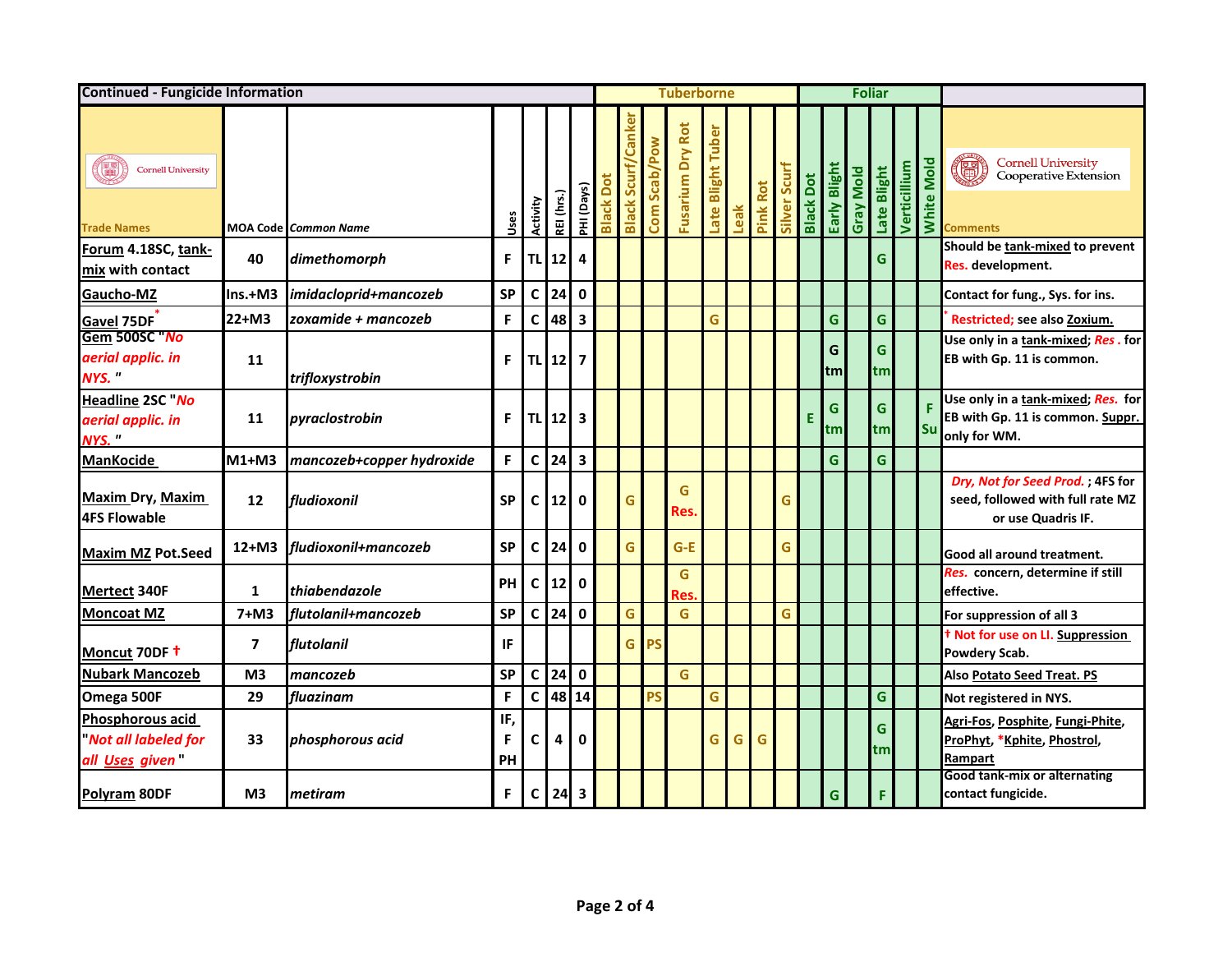| Continued - Fungicide Information | | | | | | | Tuberborne | | | | | | | | Foliar | | | | | | |
|---|---|---|---|---|---|---|---|---|---|---|---|---|---|---|---|---|---|---|---|---|---|
| Trade Names | MOA Code | Common Name | Uses | Activity | REI (hrs.) | PHI (Days) | Black Dot | Black Scurf/Canker | Com Scab/Pow | Fusarium Dry Rot | Late Blight Tuber | Leak | Pink Rot | Silver Scurf | Black Dot | Early Blight | Gray Mold | Late Blight | Verticillium | White Mold | Comments |
| Forum 4.18SC, tank-mix with contact | 40 | *dimethomorph* | F | TL | 12 | 4 | | | | | | | | | | | | G | | | Should be tank-mixed to prevent Res. development. |
| Gaucho-MZ | Ins.+M3 | *imidacloprid+mancozeb* | SP | C | 24 | 0 | | | | | | | | | | | | | | | Contact for fung., Sys. for ins. |
| Gavel 75DF* | 22+M3 | *zoxamide + mancozeb* | F | C | 48 | 3 | | | | | G | | | | | G | | G | | | * Restricted; see also Zoxium. |
| Gem 500SC "*No aerial applic. in NYS.* " | 11 | *trifloxystrobin* | F | TL | 12 | 7 | | | | | | | | | | G tm | | G tm | | | Use only in a tank-mixed; *Res* . for EB with Gp. 11 is common. |
| Headline 2SC "*No aerial applic. in NYS.* " | 11 | *pyraclostrobin* | F | TL | 12 | 3 | | | | | | | | | E | G tm | | G tm | | F Su | Use only in a tank-mixed; *Res.* for EB with Gp. 11 is common. Suppr. only for WM. |
| ManKocide | M1+M3 | *mancozeb+copper hydroxide* | F | C | 24 | 3 | | | | | | | | | | G | | G | | | |
| Maxim Dry, Maxim 4FS Flowable | 12 | *fludioxonil* | SP | C | 12 | 0 | | G | | G Res. | | | | G | | | | | | | *Dry, Not for Seed Prod.* ; 4FS for seed, followed with full rate MZ or use Quadris IF. |
| Maxim MZ Pot.Seed | 12+M3 | *fludioxonil+mancozeb* | SP | C | 24 | 0 | | G | | G-E | | | | G | | | | | | | Good all around treatment. |
| Mertect 340F | 1 | *thiabendazole* | PH | C | 12 | 0 | | | | G Res. | | | | | | | | | | | Res. concern, determine if still effective. |
| Moncoat MZ | 7+M3 | *flutolanil+mancozeb* | SP | C | 24 | 0 | | G | | G | | | | G | | | | | | | For suppression of all 3 |
| Moncut 70DF † | 7 | *flutolanil* | IF | | | | | G | PS | | | | | | | | | | | | † Not for use on LI. Suppression Powdery Scab. |
| Nubark Mancozeb | M3 | *mancozeb* | SP | C | 24 | 0 | | | | G | | | | | | | | | | | Also Potato Seed Treat. PS |
| Omega 500F | 29 | *fluazinam* | F | C | 48 | 14 | | | PS | | G | | | | | | | G | | | Not registered in NYS. |
| Phosphorous acid "*Not all labeled for all Uses given* " | 33 | *phosphorous acid* | IF, F PH | C | 4 | 0 | | | | | G | G | G | | | | | G tm | | | Agri-Fos, Posphite, Fungi-Phite, ProPhyt, *Kphite, Phostrol, Rampart |
| Polyram 80DF | M3 | *metiram* | F | C | 24 | 3 | | | | | | | | | | G | | F | | | Good tank-mix or alternating contact fungicide. |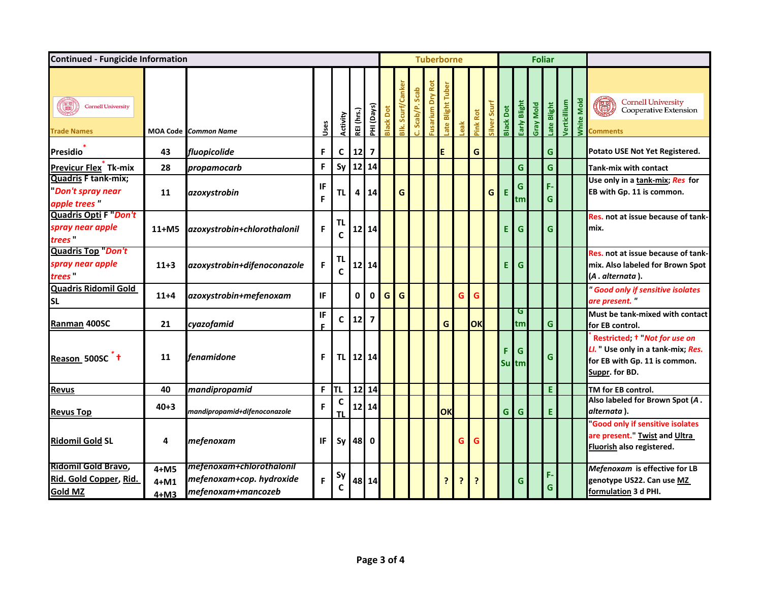| Continued - Fungicide Information | | | | | | | Tuberborne | | | | | | | | Foliar | | | | | | |
|---|---|---|---|---|---|---|---|---|---|---|---|---|---|---|---|---|---|---|---|---|---|
| Cornell University Trade Names | MOA Code | Common Name | Uses | Activity | REI (hrs.) | PHI (Days) | Black Dot | Blk. Scurf/Canker | C. Scab/P. Scab | Fusarium Dry Rot | Late Blight Tuber | Leak | Pink Rot | Silver Scurf | Black Dot | Early Blight | Gray Mold | Late Blight | Verticillium | White Mold | Cornell University Cooperative Extension Comments |
| Presidio * | 43 | *fluopicolide* | F | C | 12 | 7 | | | | | E | | G | | | | | G | | | Potato USE Not Yet Registered. |
| Previcur Flex * Tk-mix | 28 | *propamocarb* | F | Sy | 12 | 14 | | | | | | | | | | G | | G | | | Tank-mix with contact |
| Quadris F tank-mix; "*Don't spray near apple trees* " | 11 | *azoxystrobin* | IF F | TL | 4 | 14 | | G | | | | | | G | E | G tm | | F-G | | | Use only in a tank-mix; *Res* for EB with Gp. 11 is common. |
| Quadris Opti F "*Don't spray near apple trees* " | 11+M5 | *azoxystrobin+chlorothalonil* | F | TL C | 12 | 14 | | | | | | | | | E | G | | G | | | Res. not at issue because of tank-mix. |
| Quadris Top "*Don't spray near apple trees* " | 11+3 | *azoxystrobin+difenoconazole* | F | TL C | 12 | 14 | | | | | | | | | E | G | | | | | Res. not at issue because of tank-mix. Also labeled for Brown Spot (*A . alternata* ). |
| Quadris Ridomil Gold SL | 11+4 | *azoxystrobin+mefenoxam* | IF | | 0 | 0 | G | G | | | | G | G | | | | | | | | " *Good only if sensitive isolates are present.* " |
| Ranman 400SC | 21 | *cyazofamid* | IF F | C | 12 | 7 | | | | | G | | OK | | | G tm | | G | | | Must be tank-mixed with contact for EB control. |
| Reason 500SC * † | 11 | *fenamidone* | F | TL | 12 | 14 | | | | | | | | | F Su | G tm | | G | | | * Restricted; † "*Not for use on LI.* " Use only in a tank-mix; *Res.* for EB with Gp. 11 is common. Suppr. for BD. |
| Revus | 40 | *mandipropamid* | F | TL | 12 | 14 | | | | | | | | | | | | E | | | TM for EB control. |
| Revus Top | 40+3 | *mandipropamid+difenoconazole* | F | C TL | 12 | 14 | | | | | OK | | | | G | G | | E | | | Also labeled for Brown Spot (*A . alternata* ). |
| Ridomil Gold SL | 4 | *mefenoxam* | IF | Sy | 48 | 0 | | | | | | G | G | | | | | | | | "Good only if sensitive isolates are present." Twist and Ultra Fluorish also registered. |
| Ridomil Gold Bravo, Rid. Gold Copper, Rid. Gold MZ | 4+M5 4+M1 4+M3 | *mefenoxam+chlorothalonil mefenoxam+cop. hydroxide mefenoxam+mancozeb* | F | Sy C | 48 | 14 | | | | | ? | ? | ? | | | G | | F-G | | | *Mefenoxam* is effective for LB genotype US22. Can use MZ formulation 3 d PHI. |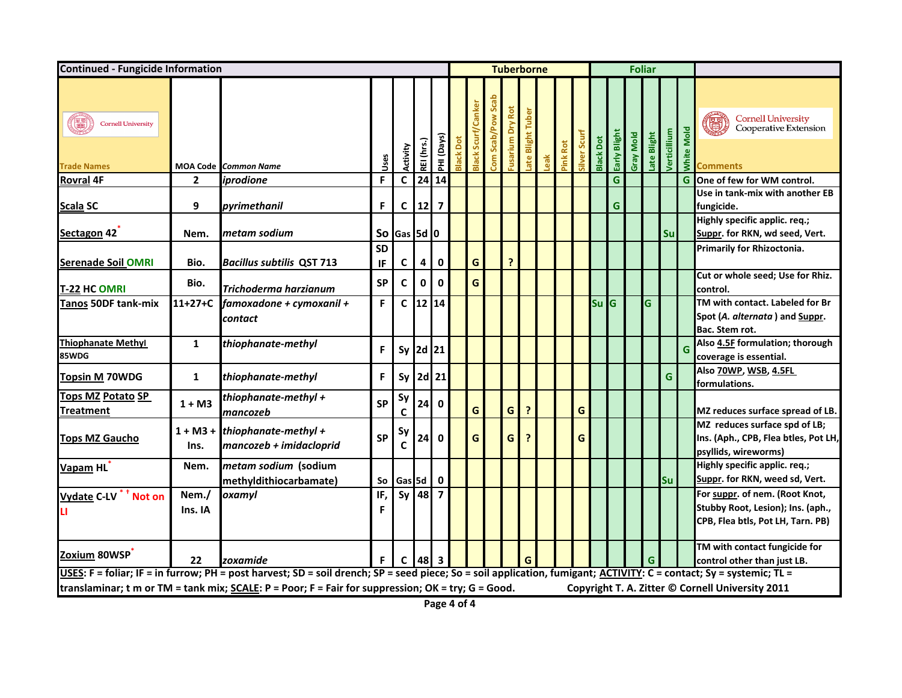| Continued - Fungicide Information | | | | | | | Tuberborne | | | | | | | | Foliar | | | | | | |
|---|---|---|---|---|---|---|---|---|---|---|---|---|---|---|---|---|---|---|---|---|---|
| Trade Names | MOA Code | Common Name | Uses | Activity | REI (hrs.) | PHI (Days) | Black Dot | Black Scurf/Canker | Com Scab/Pow Scab | Fusarium Dry Rot | Late Blight Tuber | Leak | Pink Rot | Silver Scurf | Black Dot | Early Blight | Gray Mold | Late Blight | Verticillium | White Mold | Comments |
| Rovral 4F | 2 | *iprodione* | F | C | 24 | 14 | | | | | | | | | | G | | | | G | One of few for WM control. |
| Scala SC | 9 | *pyrimethanil* | F | C | 12 | 7 | | | | | | | | | | G | | | | | Use in tank-mix with another EB fungicide. |
| Sectagon 42* | Nem. | *metam sodium* | So | Gas | 5d | 0 | | | | | | | | | | | | | Su | | Highly specific applic. req.; Suppr. for RKN, wd seed, Vert. |
| Serenade Soil OMRI | Bio. | *Bacillus subtilis* QST 713 | SD IF | C | 4 | 0 | | G | | ? | | | | | | | | | | | Primarily for Rhizoctonia. |
| T-22 HC OMRI | Bio. | *Trichoderma harzianum* | SP | C | 0 | 0 | | G | | | | | | | | | | | | | Cut or whole seed; Use for Rhiz. control. |
| Tanos 50DF tank-mix | 11+27+C | *famoxadone + cymoxanil + contact* | F | C | 12 | 14 | | | | | | | | | Su | G | | G | | | TM with contact. Labeled for Br Spot (*A. alternata*) and Suppr. Bac. Stem rot. |
| Thiophanate Methyl 85WDG | 1 | *thiophanate-methyl* | F | Sy | 2d | 21 | | | | | | | | | | | | | | G | Also 4.5F formulation; thorough coverage is essential. |
| Topsin M 70WDG | 1 | *thiophanate-methyl* | F | Sy | 2d | 21 | | | | | | | | | | | | | G | | Also 70WP, WSB, 4.5FL formulations. |
| Tops MZ Potato SP Treatment | 1 + M3 | *thiophanate-methyl + mancozeb* | SP | Sy C | 24 | 0 | | G | | G | ? | | | G | | | | | | | MZ reduces surface spread of LB. |
| Tops MZ Gaucho | 1 + M3 + Ins. | *thiophanate-methyl + mancozeb + imidacloprid* | SP | Sy C | 24 | 0 | | G | | G | ? | | | G | | | | | | | MZ reduces surface spd of LB; Ins. (Aph., CPB, Flea btles, Pot LH, psyllids, wireworms) |
| Vapam HL* | Nem. | *metam sodium* (sodium methyldithiocarbamate) | So | Gas | 5d | 0 | | | | | | | | | | | | | Su | | Highly specific applic. req.; Suppr. for RKN, weed sd, Vert. |
| Vydate C-LV * † Not on LI | Nem./ Ins. IA | *oxamyl* | IF, F | Sy | 48 | 7 | | | | | | | | | | | | | | | For suppr. of nem. (Root Knot, Stubby Root, Lesion); Ins. (aph., CPB, Flea btls, Pot LH, Tarn. PB) |
| Zoxium 80WSP* | 22 | *zoxamide* | F | C | 48 | 3 | | | | | G | | | | | | | G | | | TM with contact fungicide for control other than just LB. |

USES: F = foliar; IF = in furrow; PH = post harvest; SD = soil drench; SP = seed piece; So = soil application, fumigant; ACTIVITY: C = contact; Sy = systemic; TL = translaminar; t m or TM = tank mix; SCALE: P = Poor; F = Fair for suppression; OK = try; G = Good. Copyright T. A. Zitter © Cornell University 2011